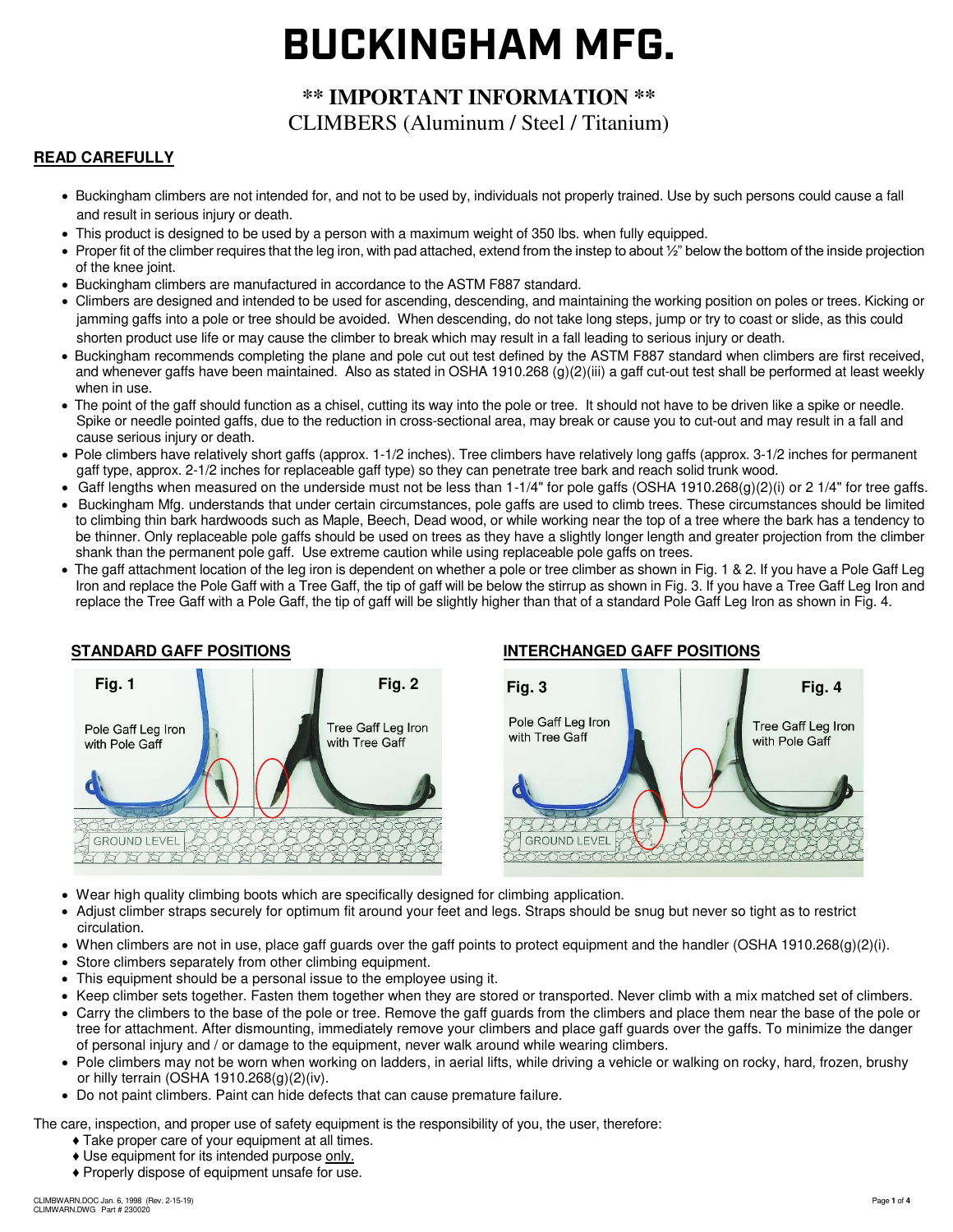// Transcript of page 1 (c59632f71dc6): Buckingham Mfg. climber safety notice. Figure labels are rendered as plain text because no images were detected.
# BUCKINGHAM MFG.

## ** IMPORTANT INFORMATION **

CLIMBERS (Aluminum / Steel / Titanium)

**READ CAREFULLY**

- Buckingham climbers are not intended for, and not to be used by, individuals not properly trained. Use by such persons could cause a fall and result in serious injury or death.
- This product is designed to be used by a person with a maximum weight of 350 lbs. when fully equipped.
- Proper fit of the climber requires that the leg iron, with pad attached, extend from the instep to about ½" below the bottom of the inside projection of the knee joint.
- Buckingham climbers are manufactured in accordance to the ASTM F887 standard.
- Climbers are designed and intended to be used for ascending, descending, and maintaining the working position on poles or trees. Kicking or jamming gaffs into a pole or tree should be avoided. When descending, do not take long steps, jump or try to coast or slide, as this could shorten product use life or may cause the climber to break which may result in a fall leading to serious injury or death.
- Buckingham recommends completing the plane and pole cut out test defined by the ASTM F887 standard when climbers are first received, and whenever gaffs have been maintained. Also as stated in OSHA 1910.268 (g)(2)(iii) a gaff cut-out test shall be performed at least weekly when in use.
- The point of the gaff should function as a chisel, cutting its way into the pole or tree. It should not have to be driven like a spike or needle. Spike or needle pointed gaffs, due to the reduction in cross-sectional area, may break or cause you to cut-out and may result in a fall and cause serious injury or death.
- Pole climbers have relatively short gaffs (approx. 1-1/2 inches). Tree climbers have relatively long gaffs (approx. 3-1/2 inches for permanent gaff type, approx. 2-1/2 inches for replaceable gaff type) so they can penetrate tree bark and reach solid trunk wood.
- Gaff lengths when measured on the underside must not be less than 1-1/4" for pole gaffs (OSHA 1910.268(g)(2)(i) or 2 1/4" for tree gaffs.
- Buckingham Mfg. understands that under certain circumstances, pole gaffs are used to climb trees. These circumstances should be limited to climbing thin bark hardwoods such as Maple, Beech, Dead wood, or while working near the top of a tree where the bark has a tendency to be thinner. Only replaceable pole gaffs should be used on trees as they have a slightly longer length and greater projection from the climber shank than the permanent pole gaff. Use extreme caution while using replaceable pole gaffs on trees.
- The gaff attachment location of the leg iron is dependent on whether a pole or tree climber as shown in Fig. 1 & 2. If you have a Pole Gaff Leg Iron and replace the Pole Gaff with a Tree Gaff, the tip of gaff will be below the stirrup as shown in Fig. 3. If you have a Tree Gaff Leg Iron and replace the Tree Gaff with a Pole Gaff, the tip of gaff will be slightly higher than that of a standard Pole Gaff Leg Iron as shown in Fig. 4.

**STANDARD GAFF POSITIONS**

Fig. 1 Pole Gaff Leg Iron with Pole Gaff

Fig. 2 Tree Gaff Leg Iron with Tree Gaff

**INTERCHANGED GAFF POSITIONS**

Fig. 3 Pole Gaff Leg Iron with Tree Gaff

Fig. 4 Tree Gaff Leg Iron with Pole Gaff

- Wear high quality climbing boots which are specifically designed for climbing application.
- Adjust climber straps securely for optimum fit around your feet and legs. Straps should be snug but never so tight as to restrict circulation.
- When climbers are not in use, place gaff guards over the gaff points to protect equipment and the handler (OSHA 1910.268(g)(2)(i).
- Store climbers separately from other climbing equipment.
- This equipment should be a personal issue to the employee using it.
- Keep climber sets together. Fasten them together when they are stored or transported. Never climb with a mix matched set of climbers.
- Carry the climbers to the base of the pole or tree. Remove the gaff guards from the climbers and place them near the base of the pole or tree for attachment. After dismounting, immediately remove your climbers and place gaff guards over the gaffs. To minimize the danger of personal injury and / or damage to the equipment, never walk around while wearing climbers.
- Pole climbers may not be worn when working on ladders, in aerial lifts, while driving a vehicle or walking on rocky, hard, frozen, brushy or hilly terrain (OSHA 1910.268(g)(2)(iv).
- Do not paint climbers. Paint can hide defects that can cause premature failure.

The care, inspection, and proper use of safety equipment is the responsibility of you, the user, therefore:

- ♦ Take proper care of your equipment at all times.
- ♦ Use equipment for its intended purpose only.
- ♦ Properly dispose of equipment unsafe for use.

CLIMBWARN.DOC Jan. 6, 1998 (Rev. 2-15-19)
CLIMWARN.DWG Part # 230020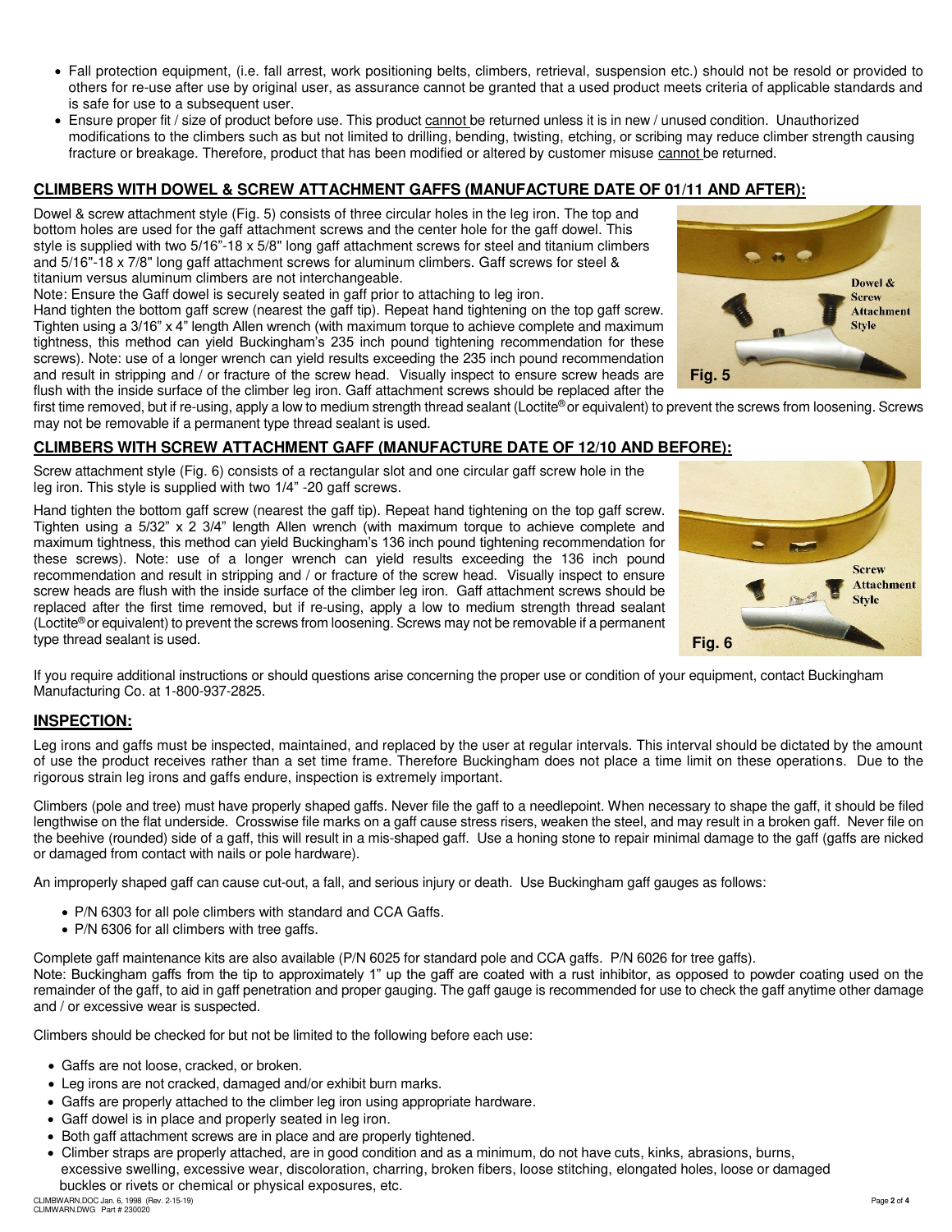- Fall protection equipment, (i.e. fall arrest, work positioning belts, climbers, retrieval, suspension etc.) should not be resold or provided to others for re-use after use by original user, as assurance cannot be granted that a used product meets criteria of applicable standards and is safe for use to a subsequent user.
- Ensure proper fit / size of product before use. This product cannot be returned unless it is in new / unused condition. Unauthorized modifications to the climbers such as but not limited to drilling, bending, twisting, etching, or scribing may reduce climber strength causing fracture or breakage. Therefore, product that has been modified or altered by customer misuse cannot be returned.

## CLIMBERS WITH DOWEL & SCREW ATTACHMENT GAFFS (MANUFACTURE DATE OF 01/11 AND AFTER):

Dowel & screw attachment style (Fig. 5) consists of three circular holes in the leg iron. The top and bottom holes are used for the gaff attachment screws and the center hole for the gaff dowel. This style is supplied with two 5/16"-18 x 5/8" long gaff attachment screws for steel and titanium climbers and 5/16"-18 x 7/8" long gaff attachment screws for aluminum climbers. Gaff screws for steel & titanium versus aluminum climbers are not interchangeable.

Note: Ensure the Gaff dowel is securely seated in gaff prior to attaching to leg iron.

Hand tighten the bottom gaff screw (nearest the gaff tip). Repeat hand tightening on the top gaff screw. Tighten using a 3/16" x 4" length Allen wrench (with maximum torque to achieve complete and maximum tightness, this method can yield Buckingham's 235 inch pound tightening recommendation for these screws). Note: use of a longer wrench can yield results exceeding the 235 inch pound recommendation and result in stripping and / or fracture of the screw head. Visually inspect to ensure screw heads are flush with the inside surface of the climber leg iron. Gaff attachment screws should be replaced after the first time removed, but if re-using, apply a low to medium strength thread sealant (Loctite® or equivalent) to prevent the screws from loosening. Screws may not be removable if a permanent type thread sealant is used.

Dowel & Screw Attachment Style

Fig. 5

## CLIMBERS WITH SCREW ATTACHMENT GAFF (MANUFACTURE DATE OF 12/10 AND BEFORE):

Screw attachment style (Fig. 6) consists of a rectangular slot and one circular gaff screw hole in the leg iron. This style is supplied with two 1/4" -20 gaff screws.

Hand tighten the bottom gaff screw (nearest the gaff tip). Repeat hand tightening on the top gaff screw. Tighten using a 5/32" x 2 3/4" length Allen wrench (with maximum torque to achieve complete and maximum tightness, this method can yield Buckingham's 136 inch pound tightening recommendation for these screws). Note: use of a longer wrench can yield results exceeding the 136 inch pound recommendation and result in stripping and / or fracture of the screw head. Visually inspect to ensure screw heads are flush with the inside surface of the climber leg iron. Gaff attachment screws should be replaced after the first time removed, but if re-using, apply a low to medium strength thread sealant (Loctite® or equivalent) to prevent the screws from loosening. Screws may not be removable if a permanent type thread sealant is used.

Screw Attachment Style

Fig. 6

If you require additional instructions or should questions arise concerning the proper use or condition of your equipment, contact Buckingham Manufacturing Co. at 1-800-937-2825.

## INSPECTION:

Leg irons and gaffs must be inspected, maintained, and replaced by the user at regular intervals. This interval should be dictated by the amount of use the product receives rather than a set time frame. Therefore Buckingham does not place a time limit on these operations. Due to the rigorous strain leg irons and gaffs endure, inspection is extremely important.

Climbers (pole and tree) must have properly shaped gaffs. Never file the gaff to a needlepoint. When necessary to shape the gaff, it should be filed lengthwise on the flat underside. Crosswise file marks on a gaff cause stress risers, weaken the steel, and may result in a broken gaff. Never file on the beehive (rounded) side of a gaff, this will result in a mis-shaped gaff. Use a honing stone to repair minimal damage to the gaff (gaffs are nicked or damaged from contact with nails or pole hardware).

An improperly shaped gaff can cause cut-out, a fall, and serious injury or death. Use Buckingham gaff gauges as follows:

- P/N 6303 for all pole climbers with standard and CCA Gaffs.
- P/N 6306 for all climbers with tree gaffs.

Complete gaff maintenance kits are also available (P/N 6025 for standard pole and CCA gaffs. P/N 6026 for tree gaffs).

Note: Buckingham gaffs from the tip to approximately 1" up the gaff are coated with a rust inhibitor, as opposed to powder coating used on the remainder of the gaff, to aid in gaff penetration and proper gauging. The gaff gauge is recommended for use to check the gaff anytime other damage and / or excessive wear is suspected.

Climbers should be checked for but not be limited to the following before each use:

- Gaffs are not loose, cracked, or broken.
- Leg irons are not cracked, damaged and/or exhibit burn marks.
- Gaffs are properly attached to the climber leg iron using appropriate hardware.
- Gaff dowel is in place and properly seated in leg iron.
- Both gaff attachment screws are in place and are properly tightened.
- Climber straps are properly attached, are in good condition and as a minimum, do not have cuts, kinks, abrasions, burns, excessive swelling, excessive wear, discoloration, charring, broken fibers, loose stitching, elongated holes, loose or damaged buckles or rivets or chemical or physical exposures, etc.

CLIMBWARN.DOC Jan. 6, 1998 (Rev. 2-15-19)
CLIMWARN.DWG Part # 230020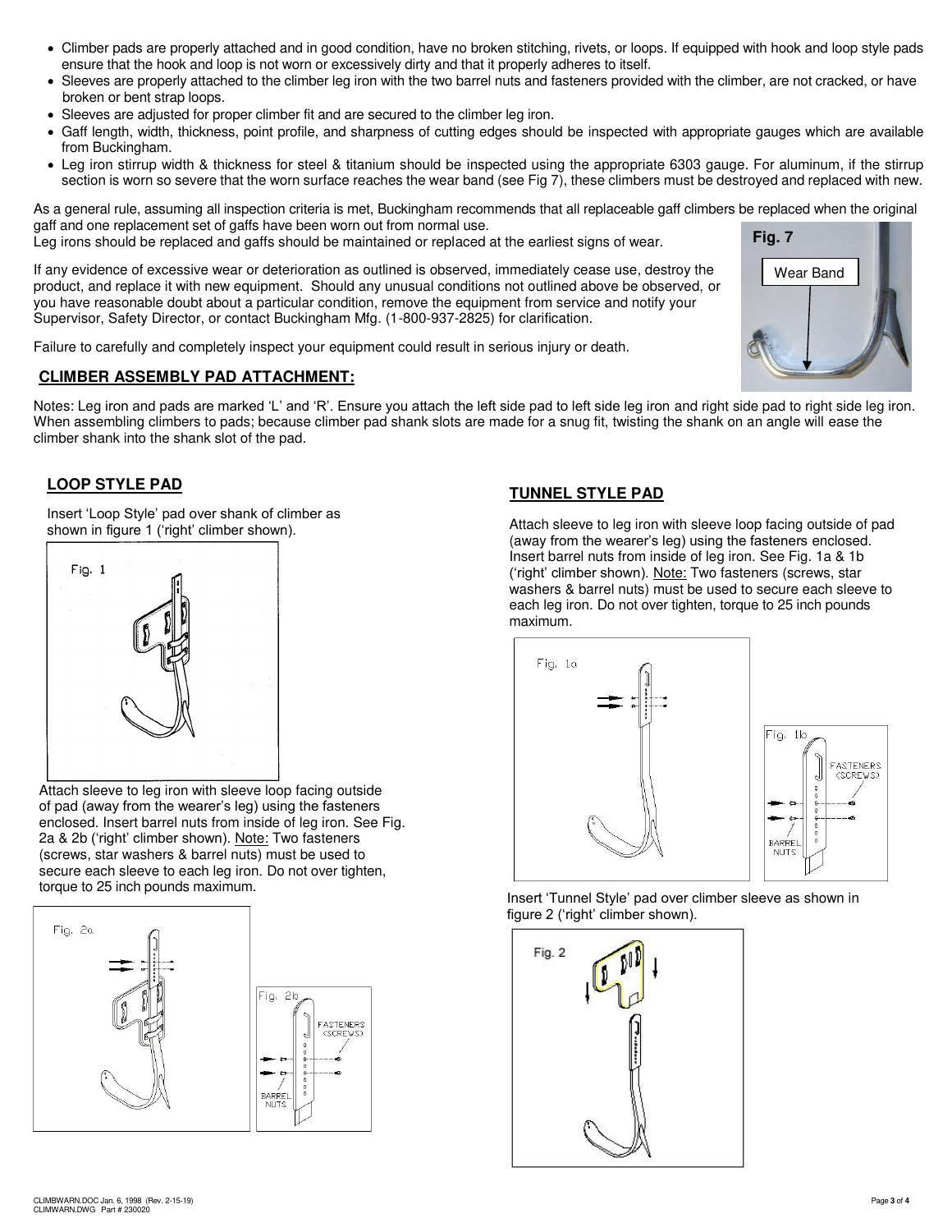- Climber pads are properly attached and in good condition, have no broken stitching, rivets, or loops. If equipped with hook and loop style pads ensure that the hook and loop is not worn or excessively dirty and that it properly adheres to itself.
- Sleeves are properly attached to the climber leg iron with the two barrel nuts and fasteners provided with the climber, are not cracked, or have broken or bent strap loops.
- Sleeves are adjusted for proper climber fit and are secured to the climber leg iron.
- Gaff length, width, thickness, point profile, and sharpness of cutting edges should be inspected with appropriate gauges which are available from Buckingham.
- Leg iron stirrup width & thickness for steel & titanium should be inspected using the appropriate 6303 gauge. For aluminum, if the stirrup section is worn so severe that the worn surface reaches the wear band (see Fig 7), these climbers must be destroyed and replaced with new.

As a general rule, assuming all inspection criteria is met, Buckingham recommends that all replaceable gaff climbers be replaced when the original gaff and one replacement set of gaffs have been worn out from normal use.
Leg irons should be replaced and gaffs should be maintained or replaced at the earliest signs of wear.

If any evidence of excessive wear or deterioration as outlined is observed, immediately cease use, destroy the product, and replace it with new equipment. Should any unusual conditions not outlined above be observed, or you have reasonable doubt about a particular condition, remove the equipment from service and notify your Supervisor, Safety Director, or contact Buckingham Mfg. (1-800-937-2825) for clarification.

Failure to carefully and completely inspect your equipment could result in serious injury or death.

**Fig. 7** Wear Band

## CLIMBER ASSEMBLY PAD ATTACHMENT:

Notes: Leg iron and pads are marked 'L' and 'R'. Ensure you attach the left side pad to left side leg iron and right side pad to right side leg iron. When assembling climbers to pads; because climber pad shank slots are made for a snug fit, twisting the shank on an angle will ease the climber shank into the shank slot of the pad.

### LOOP STYLE PAD

Insert 'Loop Style' pad over shank of climber as shown in figure 1 ('right' climber shown).

Fig. 1

Attach sleeve to leg iron with sleeve loop facing outside of pad (away from the wearer's leg) using the fasteners enclosed. Insert barrel nuts from inside of leg iron. See Fig. 2a & 2b ('right' climber shown). Note: Two fasteners (screws, star washers & barrel nuts) must be used to secure each sleeve to each leg iron. Do not over tighten, torque to 25 inch pounds maximum.

Fig. 2a

Fig. 2b — FASTENERS (SCREWS), BARREL NUTS

### TUNNEL STYLE PAD

Attach sleeve to leg iron with sleeve loop facing outside of pad (away from the wearer's leg) using the fasteners enclosed. Insert barrel nuts from inside of leg iron. See Fig. 1a & 1b ('right' climber shown). Note: Two fasteners (screws, star washers & barrel nuts) must be used to secure each sleeve to each leg iron. Do not over tighten, torque to 25 inch pounds maximum.

Fig. 1a

Fig. 1b — FASTENERS (SCREWS), BARREL NUTS

Insert 'Tunnel Style' pad over climber sleeve as shown in figure 2 ('right' climber shown).

Fig. 2

CLIMBWARN.DOC Jan. 6, 1998 (Rev. 2-15-19)
CLIMWARN.DWG Part # 230020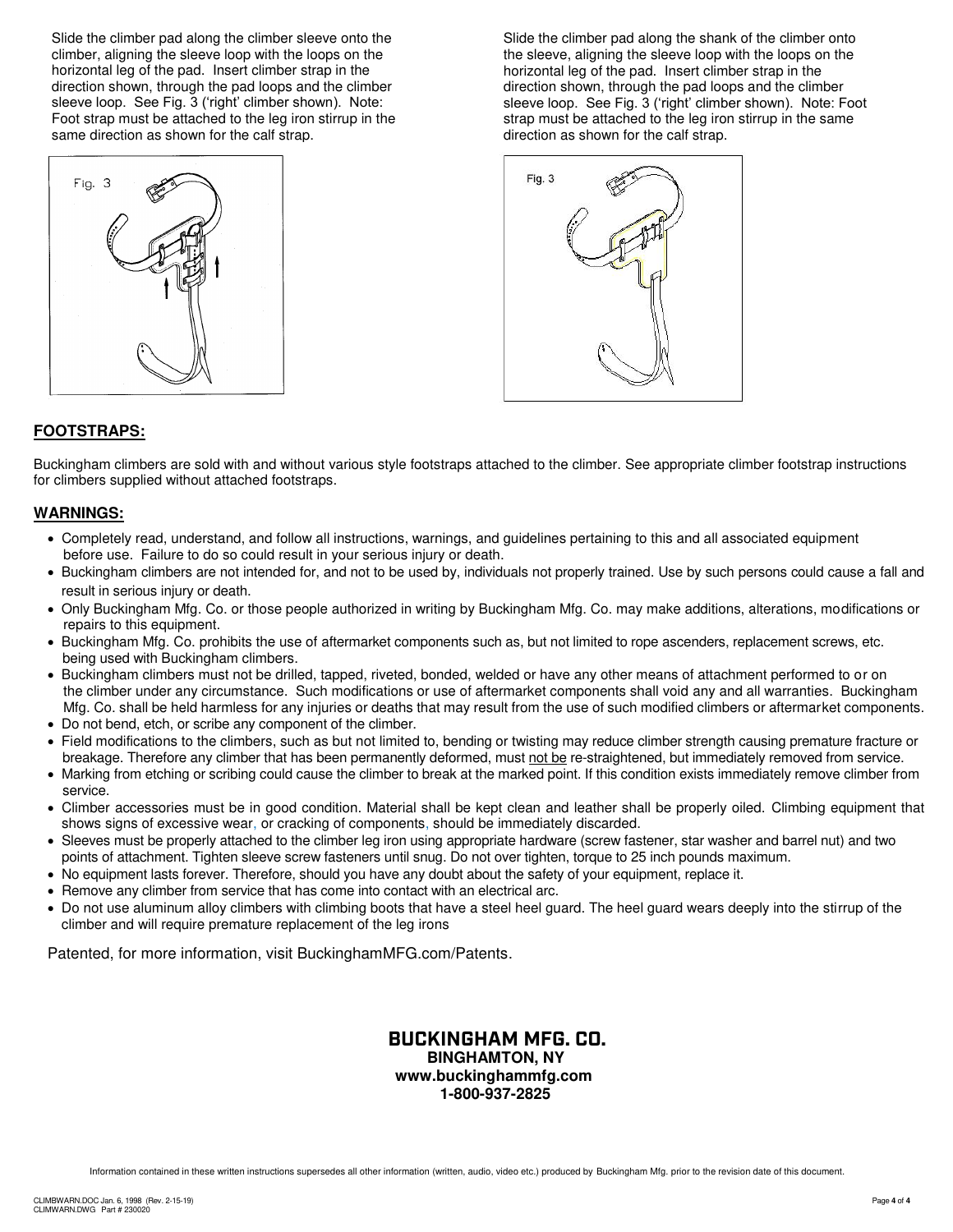Slide the climber pad along the climber sleeve onto the climber, aligning the sleeve loop with the loops on the horizontal leg of the pad. Insert climber strap in the direction shown, through the pad loops and the climber sleeve loop. See Fig. 3 ('right' climber shown). Note: Foot strap must be attached to the leg iron stirrup in the same direction as shown for the calf strap.

Fig. 3

Slide the climber pad along the shank of the climber onto the sleeve, aligning the sleeve loop with the loops on the horizontal leg of the pad. Insert climber strap in the direction shown, through the pad loops and the climber sleeve loop. See Fig. 3 ('right' climber shown). Note: Foot strap must be attached to the leg iron stirrup in the same direction as shown for the calf strap.

Fig. 3

## FOOTSTRAPS:

Buckingham climbers are sold with and without various style footstraps attached to the climber. See appropriate climber footstrap instructions for climbers supplied without attached footstraps.

## WARNINGS:

- Completely read, understand, and follow all instructions, warnings, and guidelines pertaining to this and all associated equipment before use. Failure to do so could result in your serious injury or death.
- Buckingham climbers are not intended for, and not to be used by, individuals not properly trained. Use by such persons could cause a fall and result in serious injury or death.
- Only Buckingham Mfg. Co. or those people authorized in writing by Buckingham Mfg. Co. may make additions, alterations, modifications or repairs to this equipment.
- Buckingham Mfg. Co. prohibits the use of aftermarket components such as, but not limited to rope ascenders, replacement screws, etc. being used with Buckingham climbers.
- Buckingham climbers must not be drilled, tapped, riveted, bonded, welded or have any other means of attachment performed to or on the climber under any circumstance. Such modifications or use of aftermarket components shall void any and all warranties. Buckingham Mfg. Co. shall be held harmless for any injuries or deaths that may result from the use of such modified climbers or aftermarket components.
- Do not bend, etch, or scribe any component of the climber.
- Field modifications to the climbers, such as but not limited to, bending or twisting may reduce climber strength causing premature fracture or breakage. Therefore any climber that has been permanently deformed, must not be re-straightened, but immediately removed from service.
- Marking from etching or scribing could cause the climber to break at the marked point. If this condition exists immediately remove climber from service.
- Climber accessories must be in good condition. Material shall be kept clean and leather shall be properly oiled. Climbing equipment that shows signs of excessive wear, or cracking of components, should be immediately discarded.
- Sleeves must be properly attached to the climber leg iron using appropriate hardware (screw fastener, star washer and barrel nut) and two points of attachment. Tighten sleeve screw fasteners until snug. Do not over tighten, torque to 25 inch pounds maximum.
- No equipment lasts forever. Therefore, should you have any doubt about the safety of your equipment, replace it.
- Remove any climber from service that has come into contact with an electrical arc.
- Do not use aluminum alloy climbers with climbing boots that have a steel heel guard. The heel guard wears deeply into the stirrup of the climber and will require premature replacement of the leg irons

Patented, for more information, visit BuckinghamMFG.com/Patents.

**BUCKINGHAM MFG. CO.**
**BINGHAMTON, NY**
**www.buckinghammfg.com**
**1-800-937-2825**

Information contained in these written instructions supersedes all other information (written, audio, video etc.) produced by Buckingham Mfg. prior to the revision date of this document.

CLIMBWARN.DOC Jan. 6, 1998 (Rev. 2-15-19)
CLIMWARN.DWG Part # 230020